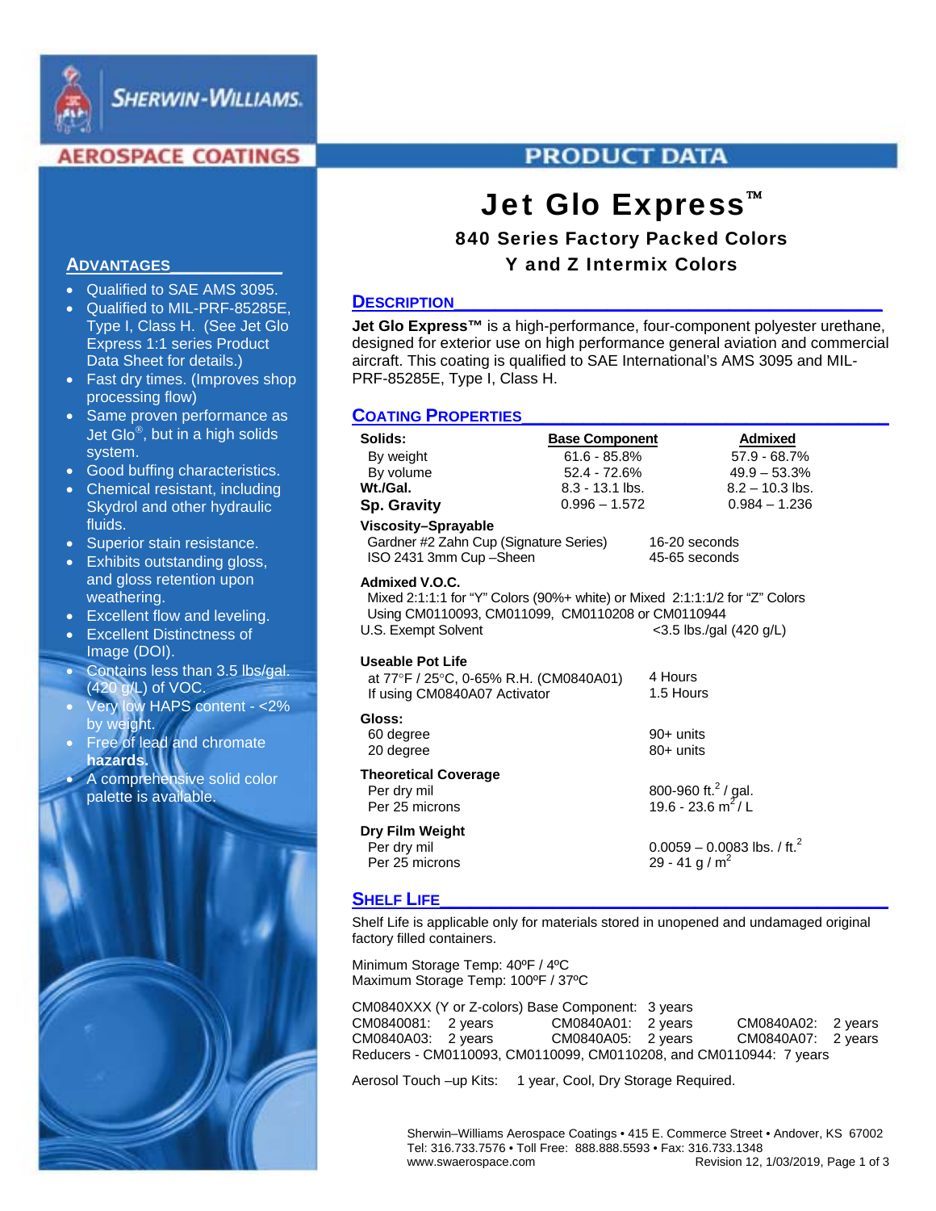SHERWIN-WILLIAMS.

AEROSPACE COATINGS

PRODUCT DATA

# Jet Glo Express™

## 840 Series Factory Packed Colors
## Y and Z Intermix Colors

## ADVANTAGES

- Qualified to SAE AMS 3095.
- Qualified to MIL-PRF-85285E, Type I, Class H. (See Jet Glo Express 1:1 series Product Data Sheet for details.)
- Fast dry times. (Improves shop processing flow)
- Same proven performance as Jet Glo®, but in a high solids system.
- Good buffing characteristics.
- Chemical resistant, including Skydrol and other hydraulic fluids.
- Superior stain resistance.
- Exhibits outstanding gloss, and gloss retention upon weathering.
- Excellent flow and leveling.
- Excellent Distinctness of Image (DOI).
- Contains less than 3.5 lbs/gal. (420 g/L) of VOC.
- Very low HAPS content - <2% by weight.
- Free of lead and chromate **hazards.**
- A comprehensive solid color palette is available.

## DESCRIPTION

**Jet Glo Express™** is a high-performance, four-component polyester urethane, designed for exterior use on high performance general aviation and commercial aircraft. This coating is qualified to SAE International's AMS 3095 and MIL-PRF-85285E, Type I, Class H.

## COATING PROPERTIES

| **Solids:** | **Base Component** | **Admixed** |
|---|---|---|
| By weight | 61.6 - 85.8% | 57.9 - 68.7% |
| By volume | 52.4 - 72.6% | 49.9 – 53.3% |
| **Wt./Gal.** | 8.3 - 13.1 lbs. | 8.2 – 10.3 lbs. |
| **Sp. Gravity** | 0.996 – 1.572 | 0.984 – 1.236 |

**Viscosity–Sprayable**

| | |
|---|---|
| Gardner #2 Zahn Cup (Signature Series) | 16-20 seconds |
| ISO 2431 3mm Cup –Sheen | 45-65 seconds |

**Admixed V.O.C.**

Mixed 2:1:1:1 for "Y" Colors (90%+ white) or Mixed 2:1:1:1/2 for "Z" Colors Using CM0110093, CM011099, CM0110208 or CM0110944

| | |
|---|---|
| U.S. Exempt Solvent | <3.5 lbs./gal (420 g/L) |

**Useable Pot Life**

| | |
|---|---|
| at 77°F / 25°C, 0-65% R.H. (CM0840A01) | 4 Hours |
| If using CM0840A07 Activator | 1.5 Hours |

**Gloss:**

| | |
|---|---|
| 60 degree | 90+ units |
| 20 degree | 80+ units |

**Theoretical Coverage**

| | |
|---|---|
| Per dry mil | 800-960 ft.$^2$ / gal. |
| Per 25 microns | 19.6 - 23.6 m$^2$ / L |

**Dry Film Weight**

| | |
|---|---|
| Per dry mil | 0.0059 – 0.0083 lbs. / ft.$^2$ |
| Per 25 microns | 29 - 41 g / m$^2$ |

## SHELF LIFE

Shelf Life is applicable only for materials stored in unopened and undamaged original factory filled containers.

Minimum Storage Temp: 40ºF / 4ºC
Maximum Storage Temp: 100ºF / 37ºC

CM0840XXX (Y or Z-colors) Base Component: 3 years

| | | | | | |
|---|---|---|---|---|---|
| CM0840081: | 2 years | CM0840A01: | 2 years | CM0840A02: | 2 years |
| CM0840A03: | 2 years | CM0840A05: | 2 years | CM0840A07: | 2 years |

Reducers - CM0110093, CM0110099, CM0110208, and CM0110944: 7 years

Aerosol Touch –up Kits: 1 year, Cool, Dry Storage Required.

Sherwin–Williams Aerospace Coatings • 415 E. Commerce Street • Andover, KS 67002
Tel: 316.733.7576 • Toll Free: 888.888.5593 • Fax: 316.733.1348
www.swaerospace.com Revision 12, 1/03/2019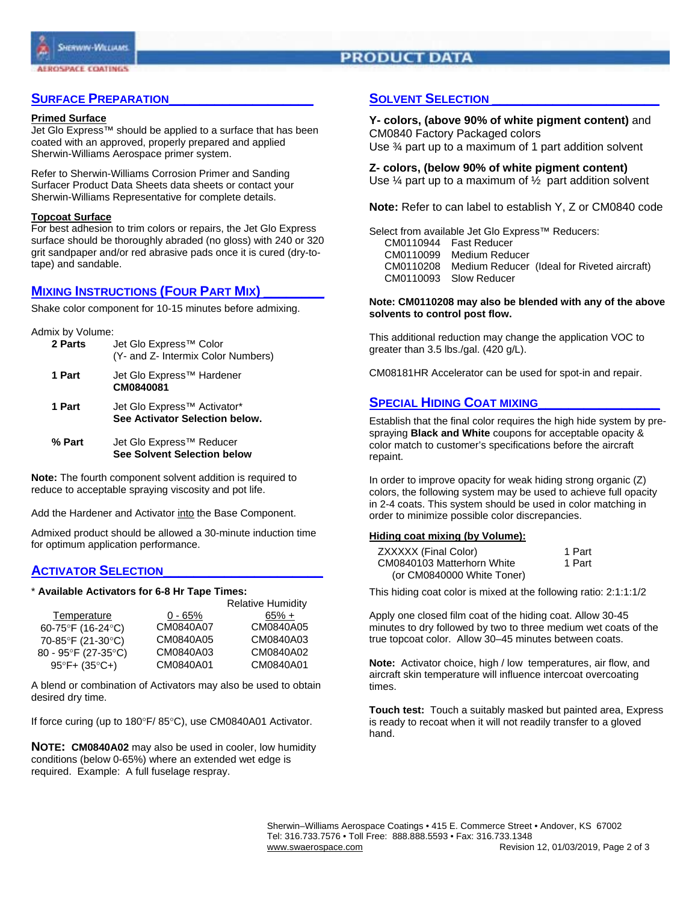## SURFACE PREPARATION

**Primed Surface**

Jet Glo Express™ should be applied to a surface that has been coated with an approved, properly prepared and applied Sherwin-Williams Aerospace primer system.

Refer to Sherwin-Williams Corrosion Primer and Sanding Surfacer Product Data Sheets data sheets or contact your Sherwin-Williams Representative for complete details.

**Topcoat Surface**

For best adhesion to trim colors or repairs, the Jet Glo Express surface should be thoroughly abraded (no gloss) with 240 or 320 grit sandpaper and/or red abrasive pads once it is cured (dry-to-tape) and sandable.

## MIXING INSTRUCTIONS (FOUR PART MIX)

Shake color component for 10-15 minutes before admixing.

Admix by Volume:

| | |
|---|---|
| **2 Parts** | Jet Glo Express™ Color (Y- and Z- Intermix Color Numbers) |
| **1 Part** | Jet Glo Express™ Hardener **CM0840081** |
| **1 Part** | Jet Glo Express™ Activator* **See Activator Selection below.** |
| **% Part** | Jet Glo Express™ Reducer **See Solvent Selection below** |

**Note:** The fourth component solvent addition is required to reduce to acceptable spraying viscosity and pot life.

Add the Hardener and Activator into the Base Component.

Admixed product should be allowed a 30-minute induction time for optimum application performance.

## ACTIVATOR SELECTION

\* **Available Activators for 6-8 Hr Tape Times:**

| | Relative Humidity | |
|---|---|---|
| Temperature | 0 - 65% | 65% + |
| 60-75°F (16-24°C) | CM0840A07 | CM0840A05 |
| 70-85°F (21-30°C) | CM0840A05 | CM0840A03 |
| 80 - 95°F (27-35°C) | CM0840A03 | CM0840A02 |
| 95°F+ (35°C+) | CM0840A01 | CM0840A01 |

A blend or combination of Activators may also be used to obtain desired dry time.

If force curing (up to 180°F/ 85°C), use CM0840A01 Activator.

**NOTE: CM0840A02** may also be used in cooler, low humidity conditions (below 0-65%) where an extended wet edge is required. Example: A full fuselage respray.

## SOLVENT SELECTION

**Y- colors, (above 90% of white pigment content)** and CM0840 Factory Packaged colors
Use ¾ part up to a maximum of 1 part addition solvent

**Z- colors, (below 90% of white pigment content)**
Use ¼ part up to a maximum of ½ part addition solvent

**Note:** Refer to can label to establish Y, Z or CM0840 code

Select from available Jet Glo Express™ Reducers:

| | |
|---|---|
| CM0110944 | Fast Reducer |
| CM0110099 | Medium Reducer |
| CM0110208 | Medium Reducer (Ideal for Riveted aircraft) |
| CM0110093 | Slow Reducer |

**Note: CM0110208 may also be blended with any of the above solvents to control post flow.**

This additional reduction may change the application VOC to greater than 3.5 lbs./gal. (420 g/L).

CM08181HR Accelerator can be used for spot-in and repair.

## SPECIAL HIDING COAT MIXING

Establish that the final color requires the high hide system by pre-spraying **Black and White** coupons for acceptable opacity & color match to customer's specifications before the aircraft repaint.

In order to improve opacity for weak hiding strong organic (Z) colors, the following system may be used to achieve full opacity in 2-4 coats. This system should be used in color matching in order to minimize possible color discrepancies.

**Hiding coat mixing (by Volume):**

| | |
|---|---|
| ZXXXXX (Final Color) | 1 Part |
| CM0840103 Matterhorn White (or CM0840000 White Toner) | 1 Part |

This hiding coat color is mixed at the following ratio: 2:1:1:1/2

Apply one closed film coat of the hiding coat. Allow 30-45 minutes to dry followed by two to three medium wet coats of the true topcoat color. Allow 30–45 minutes between coats.

**Note:** Activator choice, high / low temperatures, air flow, and aircraft skin temperature will influence intercoat overcoating times.

**Touch test:** Touch a suitably masked but painted area, Express is ready to recoat when it will not readily transfer to a gloved hand.

Sherwin–Williams Aerospace Coatings • 415 E. Commerce Street • Andover, KS 67002
Tel: 316.733.7576 • Toll Free: 888.888.5593 • Fax: 316.733.1348
www.swaerospace.com Revision 12, 01/03/2019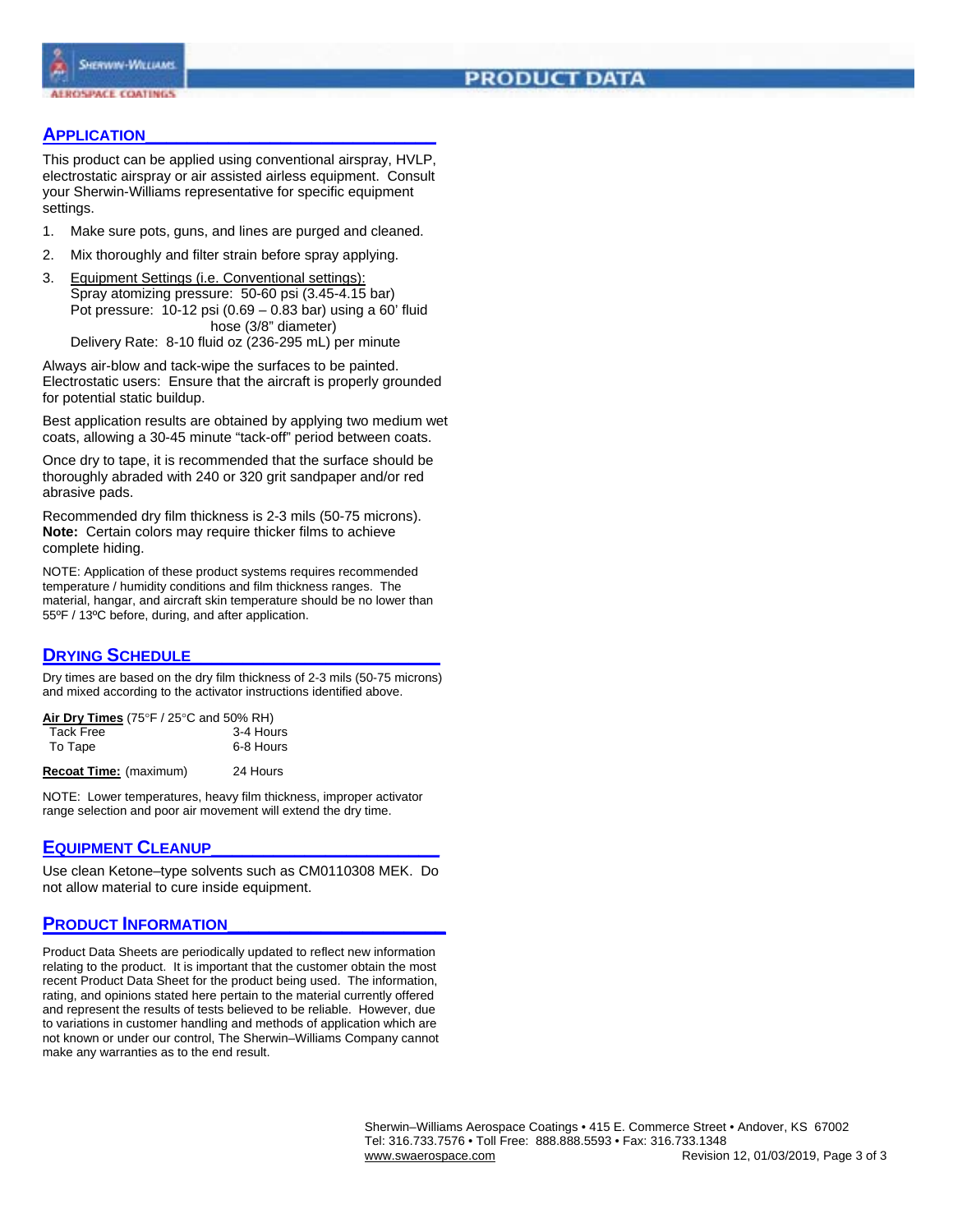## APPLICATION

This product can be applied using conventional airspray, HVLP, electrostatic airspray or air assisted airless equipment. Consult your Sherwin-Williams representative for specific equipment settings.

1. Make sure pots, guns, and lines are purged and cleaned.
2. Mix thoroughly and filter strain before spray applying.
3. Equipment Settings (i.e. Conventional settings):
   Spray atomizing pressure: 50-60 psi (3.45-4.15 bar)
   Pot pressure: 10-12 psi (0.69 – 0.83 bar) using a 60' fluid hose (3/8" diameter)
   Delivery Rate: 8-10 fluid oz (236-295 mL) per minute

Always air-blow and tack-wipe the surfaces to be painted. Electrostatic users: Ensure that the aircraft is properly grounded for potential static buildup.

Best application results are obtained by applying two medium wet coats, allowing a 30-45 minute "tack-off" period between coats.

Once dry to tape, it is recommended that the surface should be thoroughly abraded with 240 or 320 grit sandpaper and/or red abrasive pads.

Recommended dry film thickness is 2-3 mils (50-75 microns). **Note:** Certain colors may require thicker films to achieve complete hiding.

NOTE: Application of these product systems requires recommended temperature / humidity conditions and film thickness ranges. The material, hangar, and aircraft skin temperature should be no lower than 55ºF / 13ºC before, during, and after application.

## DRYING SCHEDULE

Dry times are based on the dry film thickness of 2-3 mils (50-75 microns) and mixed according to the activator instructions identified above.

**Air Dry Times** (75°F / 25°C and 50% RH)

| | |
|---|---|
| Tack Free | 3-4 Hours |
| To Tape | 6-8 Hours |

**Recoat Time:** (maximum) 24 Hours

NOTE: Lower temperatures, heavy film thickness, improper activator range selection and poor air movement will extend the dry time.

## EQUIPMENT CLEANUP

Use clean Ketone–type solvents such as CM0110308 MEK. Do not allow material to cure inside equipment.

## PRODUCT INFORMATION

Product Data Sheets are periodically updated to reflect new information relating to the product. It is important that the customer obtain the most recent Product Data Sheet for the product being used. The information, rating, and opinions stated here pertain to the material currently offered and represent the results of tests believed to be reliable. However, due to variations in customer handling and methods of application which are not known or under our control, The Sherwin–Williams Company cannot make any warranties as to the end result.

Sherwin–Williams Aerospace Coatings • 415 E. Commerce Street • Andover, KS 67002
Tel: 316.733.7576 • Toll Free: 888.888.5593 • Fax: 316.733.1348
www.swaerospace.com Revision 12, 01/03/2019